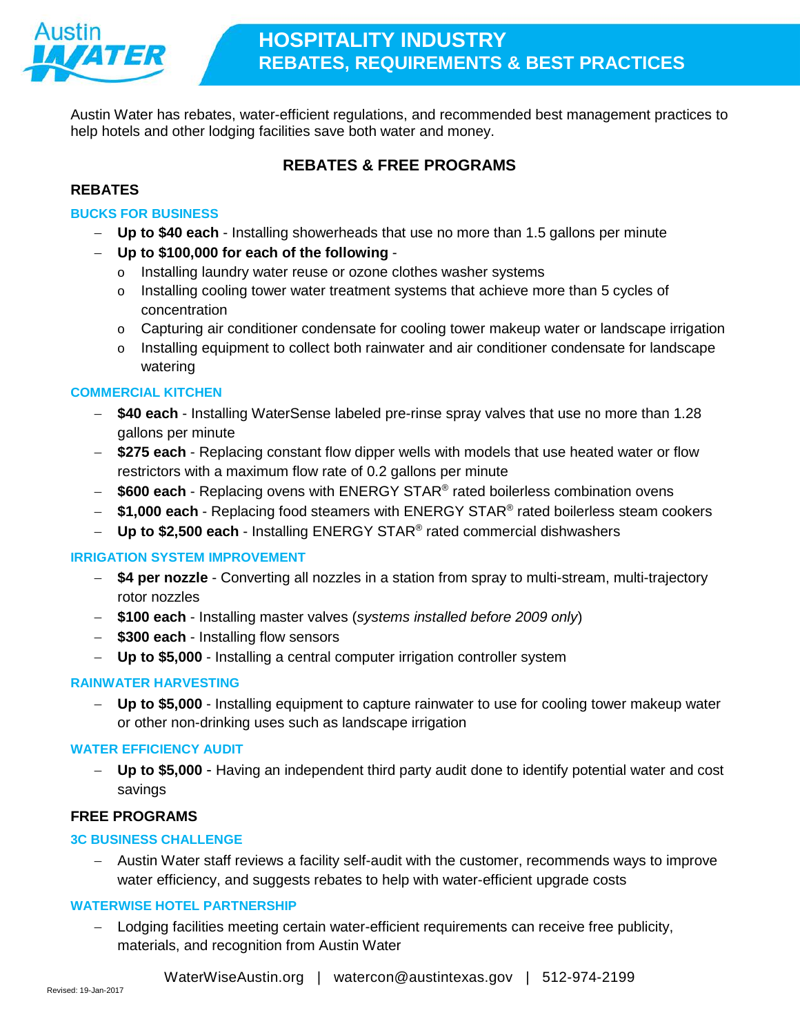# HOSPITALITY INDUSTRY
## REBATES, REQUIREMENTS & BEST PRACTICES

Austin Water has rebates, water-efficient regulations, and recommended best management practices to help hotels and other lodging facilities save both water and money.

## REBATES & FREE PROGRAMS

### REBATES

#### BUCKS FOR BUSINESS

- **Up to $40 each** - Installing showerheads that use no more than 1.5 gallons per minute
- **Up to $100,000 for each of the following** -
  - Installing laundry water reuse or ozone clothes washer systems
  - Installing cooling tower water treatment systems that achieve more than 5 cycles of concentration
  - Capturing air conditioner condensate for cooling tower makeup water or landscape irrigation
  - Installing equipment to collect both rainwater and air conditioner condensate for landscape watering

#### COMMERCIAL KITCHEN

- **$40 each** - Installing WaterSense labeled pre-rinse spray valves that use no more than 1.28 gallons per minute
- **$275 each** - Replacing constant flow dipper wells with models that use heated water or flow restrictors with a maximum flow rate of 0.2 gallons per minute
- **$600 each** - Replacing ovens with ENERGY STAR® rated boilerless combination ovens
- **$1,000 each** - Replacing food steamers with ENERGY STAR® rated boilerless steam cookers
- **Up to $2,500 each** - Installing ENERGY STAR® rated commercial dishwashers

#### IRRIGATION SYSTEM IMPROVEMENT

- **$4 per nozzle** - Converting all nozzles in a station from spray to multi-stream, multi-trajectory rotor nozzles
- **$100 each** - Installing master valves (*systems installed before 2009 only*)
- **$300 each** - Installing flow sensors
- **Up to $5,000** - Installing a central computer irrigation controller system

#### RAINWATER HARVESTING

- **Up to $5,000** - Installing equipment to capture rainwater to use for cooling tower makeup water or other non-drinking uses such as landscape irrigation

#### WATER EFFICIENCY AUDIT

- **Up to $5,000** - Having an independent third party audit done to identify potential water and cost savings

### FREE PROGRAMS

#### 3C BUSINESS CHALLENGE

- Austin Water staff reviews a facility self-audit with the customer, recommends ways to improve water efficiency, and suggests rebates to help with water-efficient upgrade costs

#### WATERWISE HOTEL PARTNERSHIP

- Lodging facilities meeting certain water-efficient requirements can receive free publicity, materials, and recognition from Austin Water

WaterWiseAustin.org | watercon@austintexas.gov | 512-974-2199

Revised: 19-Jan-2017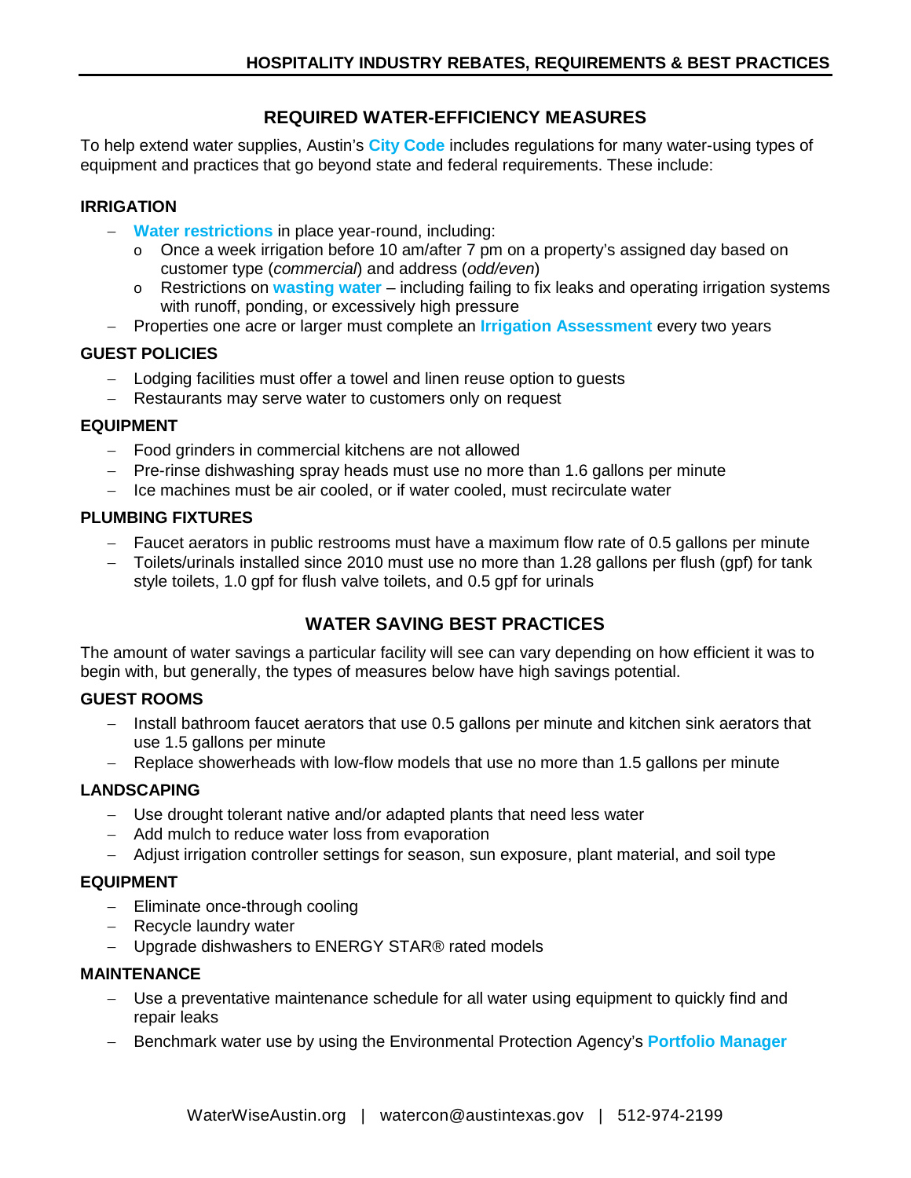## REQUIRED WATER-EFFICIENCY MEASURES

To help extend water supplies, Austin's **City Code** includes regulations for many water-using types of equipment and practices that go beyond state and federal requirements. These include:

### IRRIGATION

- **Water restrictions** in place year-round, including:
  - Once a week irrigation before 10 am/after 7 pm on a property's assigned day based on customer type (*commercial*) and address (*odd/even*)
  - Restrictions on **wasting water** – including failing to fix leaks and operating irrigation systems with runoff, ponding, or excessively high pressure
- Properties one acre or larger must complete an **Irrigation Assessment** every two years

### GUEST POLICIES

- Lodging facilities must offer a towel and linen reuse option to guests
- Restaurants may serve water to customers only on request

### EQUIPMENT

- Food grinders in commercial kitchens are not allowed
- Pre-rinse dishwashing spray heads must use no more than 1.6 gallons per minute
- Ice machines must be air cooled, or if water cooled, must recirculate water

### PLUMBING FIXTURES

- Faucet aerators in public restrooms must have a maximum flow rate of 0.5 gallons per minute
- Toilets/urinals installed since 2010 must use no more than 1.28 gallons per flush (gpf) for tank style toilets, 1.0 gpf for flush valve toilets, and 0.5 gpf for urinals

## WATER SAVING BEST PRACTICES

The amount of water savings a particular facility will see can vary depending on how efficient it was to begin with, but generally, the types of measures below have high savings potential.

### GUEST ROOMS

- Install bathroom faucet aerators that use 0.5 gallons per minute and kitchen sink aerators that use 1.5 gallons per minute
- Replace showerheads with low-flow models that use no more than 1.5 gallons per minute

### LANDSCAPING

- Use drought tolerant native and/or adapted plants that need less water
- Add mulch to reduce water loss from evaporation
- Adjust irrigation controller settings for season, sun exposure, plant material, and soil type

### EQUIPMENT

- Eliminate once-through cooling
- Recycle laundry water
- Upgrade dishwashers to ENERGY STAR® rated models

### MAINTENANCE

- Use a preventative maintenance schedule for all water using equipment to quickly find and repair leaks
- Benchmark water use by using the Environmental Protection Agency's **Portfolio Manager**

WaterWiseAustin.org | watercon@austintexas.gov | 512-974-2199